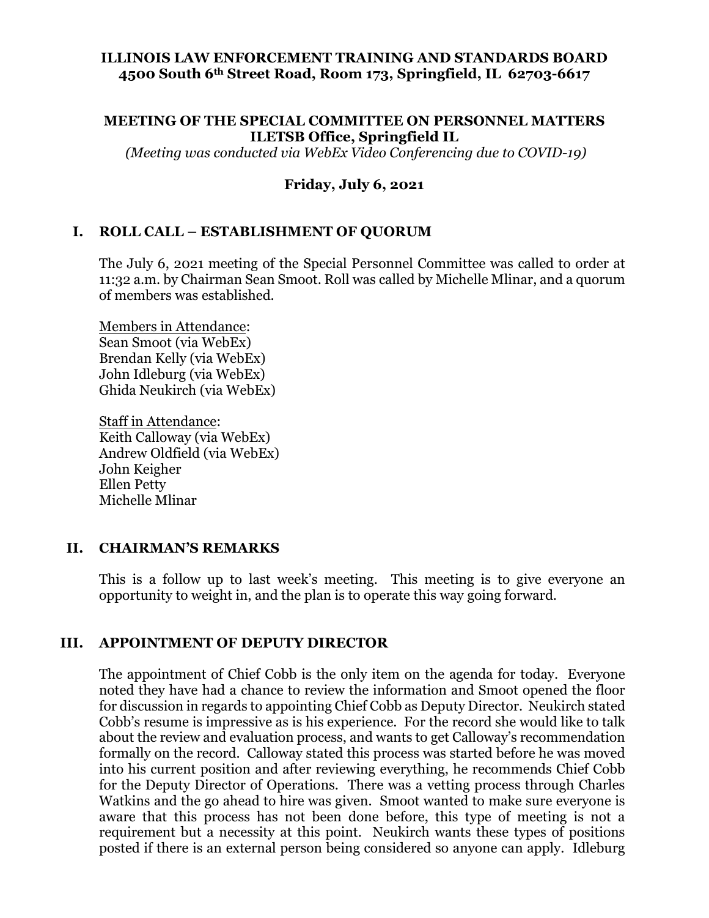**ILLINOIS LAW ENFORCEMENT TRAINING AND STANDARDS BOARD**
**4500 South 6th Street Road, Room 173, Springfield, IL 62703-6617**

**MEETING OF THE SPECIAL COMMITTEE ON PERSONNEL MATTERS**
**ILETSB Office, Springfield IL**
*(Meeting was conducted via WebEx Video Conferencing due to COVID-19)*

**Friday, July 6, 2021**

## I. ROLL CALL – ESTABLISHMENT OF QUORUM

The July 6, 2021 meeting of the Special Personnel Committee was called to order at 11:32 a.m. by Chairman Sean Smoot. Roll was called by Michelle Mlinar, and a quorum of members was established.

Members in Attendance:
Sean Smoot (via WebEx)
Brendan Kelly (via WebEx)
John Idleburg (via WebEx)
Ghida Neukirch (via WebEx)

Staff in Attendance:
Keith Calloway (via WebEx)
Andrew Oldfield (via WebEx)
John Keigher
Ellen Petty
Michelle Mlinar

## II. CHAIRMAN'S REMARKS

This is a follow up to last week's meeting. This meeting is to give everyone an opportunity to weight in, and the plan is to operate this way going forward.

## III. APPOINTMENT OF DEPUTY DIRECTOR

The appointment of Chief Cobb is the only item on the agenda for today. Everyone noted they have had a chance to review the information and Smoot opened the floor for discussion in regards to appointing Chief Cobb as Deputy Director. Neukirch stated Cobb's resume is impressive as is his experience. For the record she would like to talk about the review and evaluation process, and wants to get Calloway's recommendation formally on the record. Calloway stated this process was started before he was moved into his current position and after reviewing everything, he recommends Chief Cobb for the Deputy Director of Operations. There was a vetting process through Charles Watkins and the go ahead to hire was given. Smoot wanted to make sure everyone is aware that this process has not been done before, this type of meeting is not a requirement but a necessity at this point. Neukirch wants these types of positions posted if there is an external person being considered so anyone can apply. Idleburg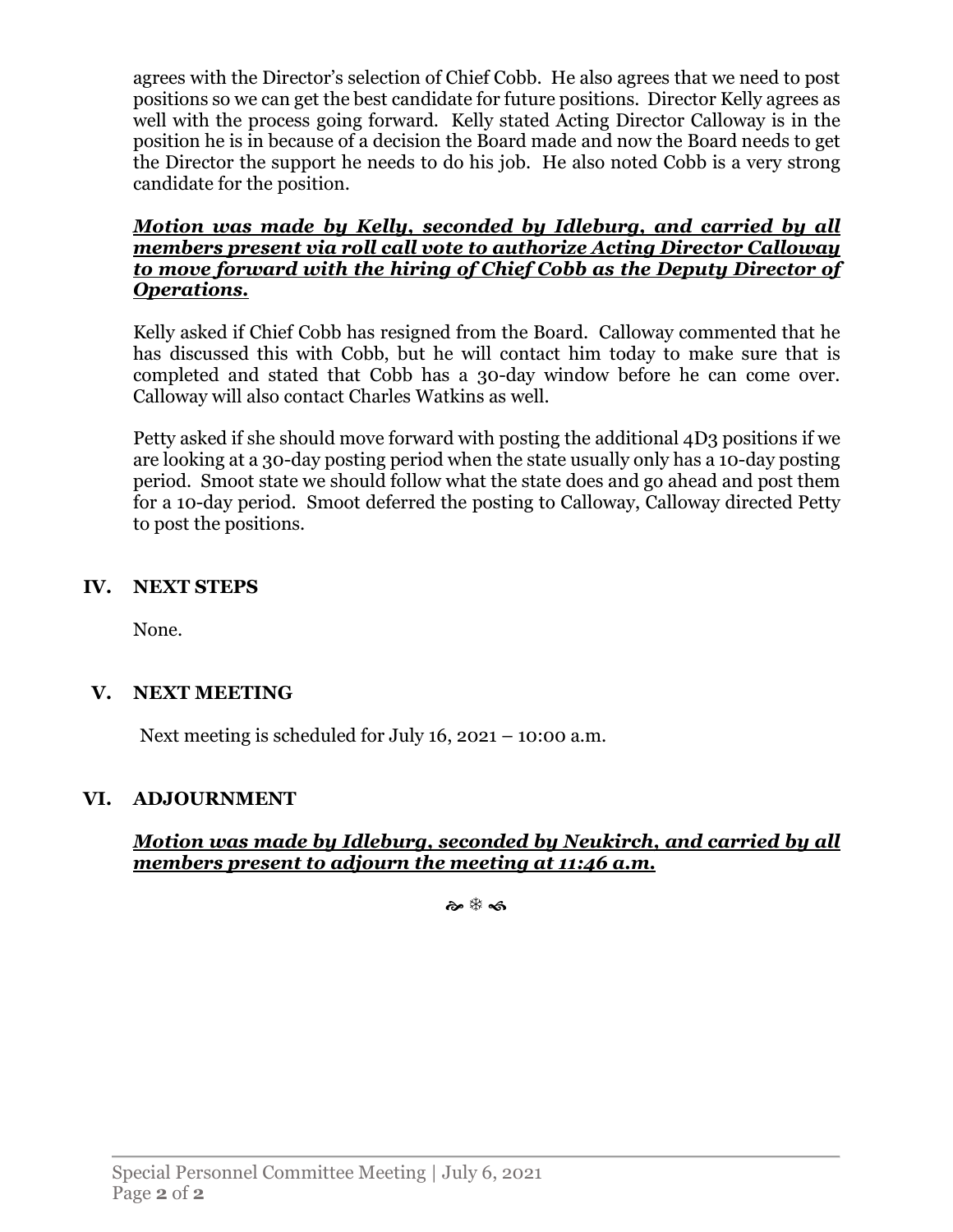agrees with the Director's selection of Chief Cobb. He also agrees that we need to post positions so we can get the best candidate for future positions. Director Kelly agrees as well with the process going forward. Kelly stated Acting Director Calloway is in the position he is in because of a decision the Board made and now the Board needs to get the Director the support he needs to do his job. He also noted Cobb is a very strong candidate for the position.

***<u>Motion was made by Kelly, seconded by Idleburg, and carried by all members present via roll call vote to authorize Acting Director Calloway to move forward with the hiring of Chief Cobb as the Deputy Director of Operations.</u>***

Kelly asked if Chief Cobb has resigned from the Board. Calloway commented that he has discussed this with Cobb, but he will contact him today to make sure that is completed and stated that Cobb has a 30-day window before he can come over. Calloway will also contact Charles Watkins as well.

Petty asked if she should move forward with posting the additional 4D3 positions if we are looking at a 30-day posting period when the state usually only has a 10-day posting period. Smoot state we should follow what the state does and go ahead and post them for a 10-day period. Smoot deferred the posting to Calloway, Calloway directed Petty to post the positions.

## IV. NEXT STEPS

None.

## V. NEXT MEETING

Next meeting is scheduled for July 16, 2021 – 10:00 a.m.

## VI. ADJOURNMENT

***<u>Motion was made by Idleburg, seconded by Neukirch, and carried by all members present to adjourn the meeting at 11:46 a.m.</u>***

☙ ❄ ❧